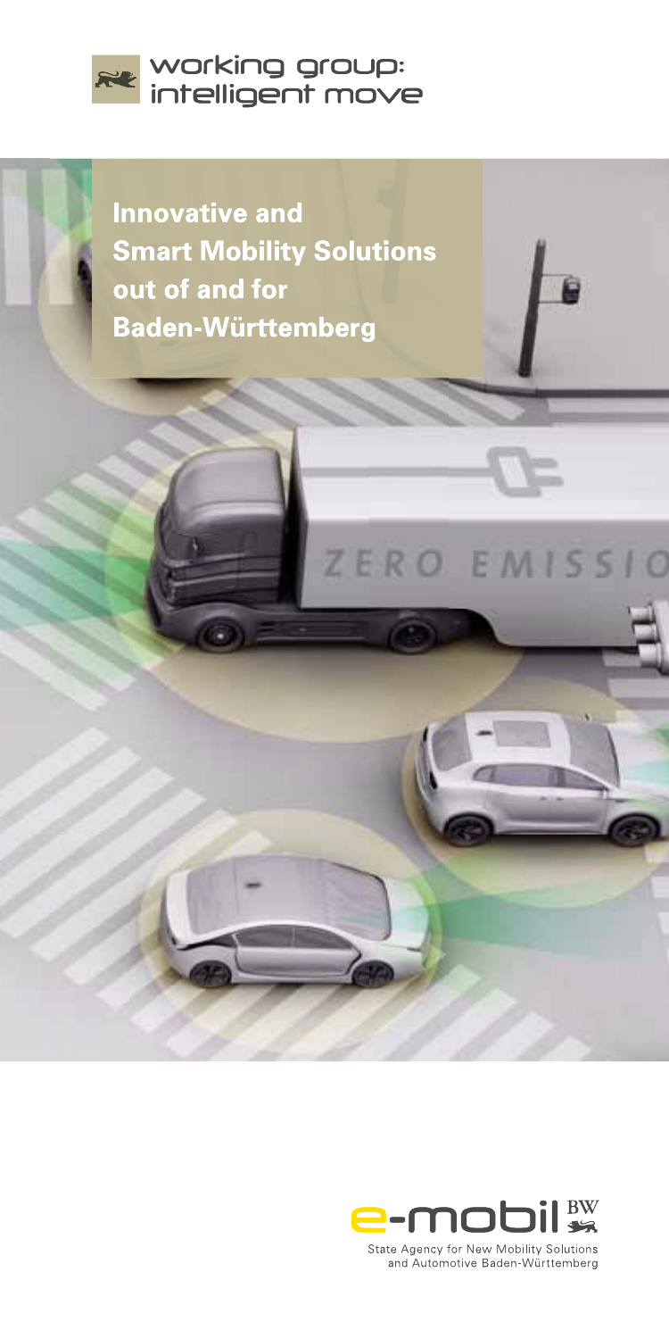working group:
intelligent move

# Innovative and Smart Mobility Solutions out of and for Baden-Württemberg

ZERO EMISSIO

e-mobil BW

State Agency for New Mobility Solutions and Automotive Baden-Württemberg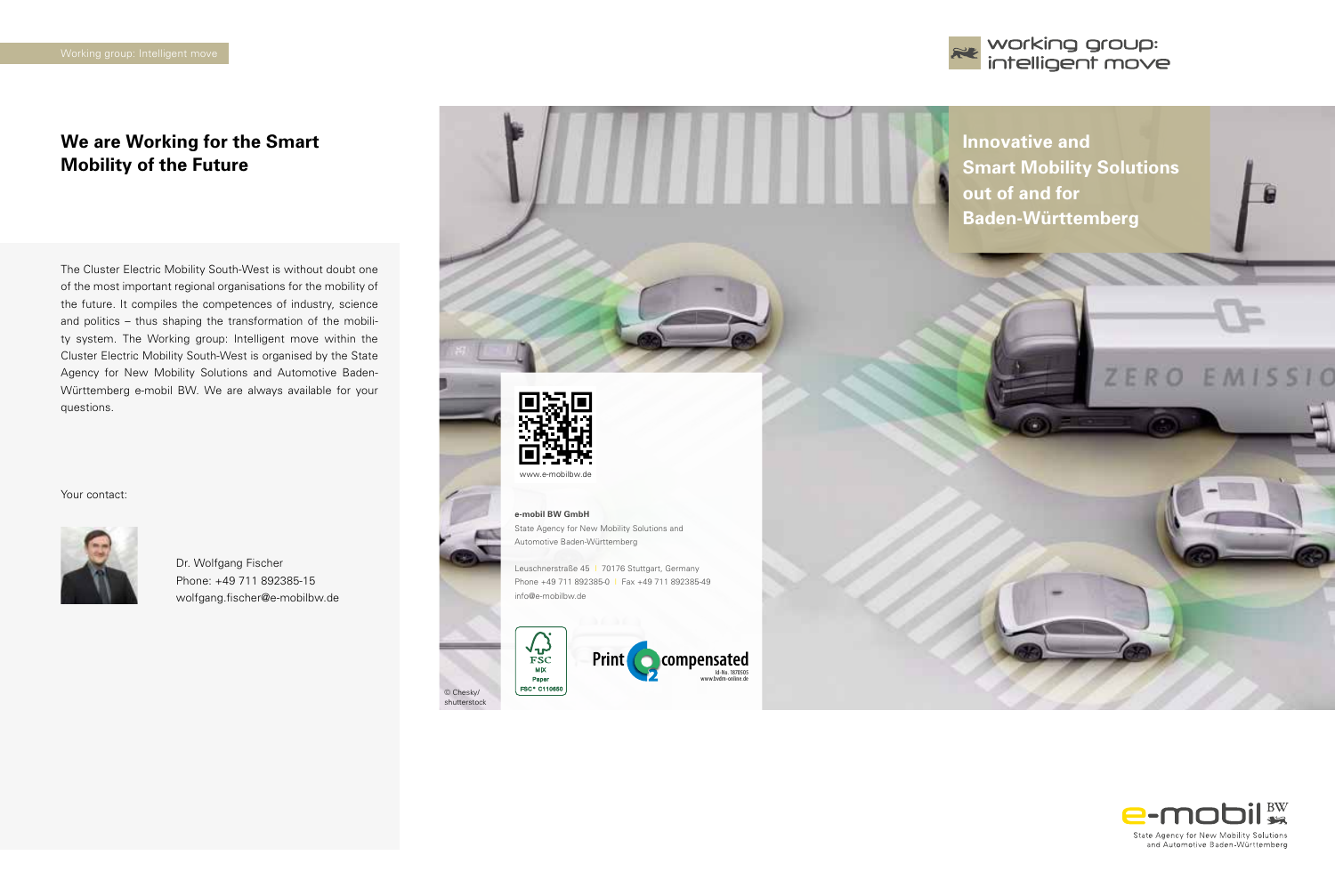Working group: Intelligent move

working group: intelligent move

## We are Working for the Smart Mobility of the Future

The Cluster Electric Mobility South-West is without doubt one of the most important regional organisations for the mobility of the future. It compiles the competences of industry, science and politics – thus shaping the transformation of the mobility system. The Working group: Intelligent move within the Cluster Electric Mobility South-West is organised by the State Agency for New Mobility Solutions and Automotive Baden-Württemberg e-mobil BW. We are always available for your questions.

Your contact:

Dr. Wolfgang Fischer
Phone: +49 711 892385-15
wolfgang.fischer@e-mobilbw.de

www.e-mobilbw.de

**e-mobil BW GmbH**
State Agency for New Mobility Solutions and Automotive Baden-Württemberg

Leuschnerstraße 45 | 70176 Stuttgart, Germany
Phone +49 711 892385-0 | Fax +49 711 892385-49
info@e-mobilbw.de

FSC MIX Paper FSC® C110650

Print $CO_2$ compensated
Id-No. 1870505
www.bvdm-online.de

© Chesky/shutterstock

**Innovative and Smart Mobility Solutions out of and for Baden-Württemberg**

ZERO EMISSIO

e-mobil BW
State Agency for New Mobility Solutions and Automotive Baden-Württemberg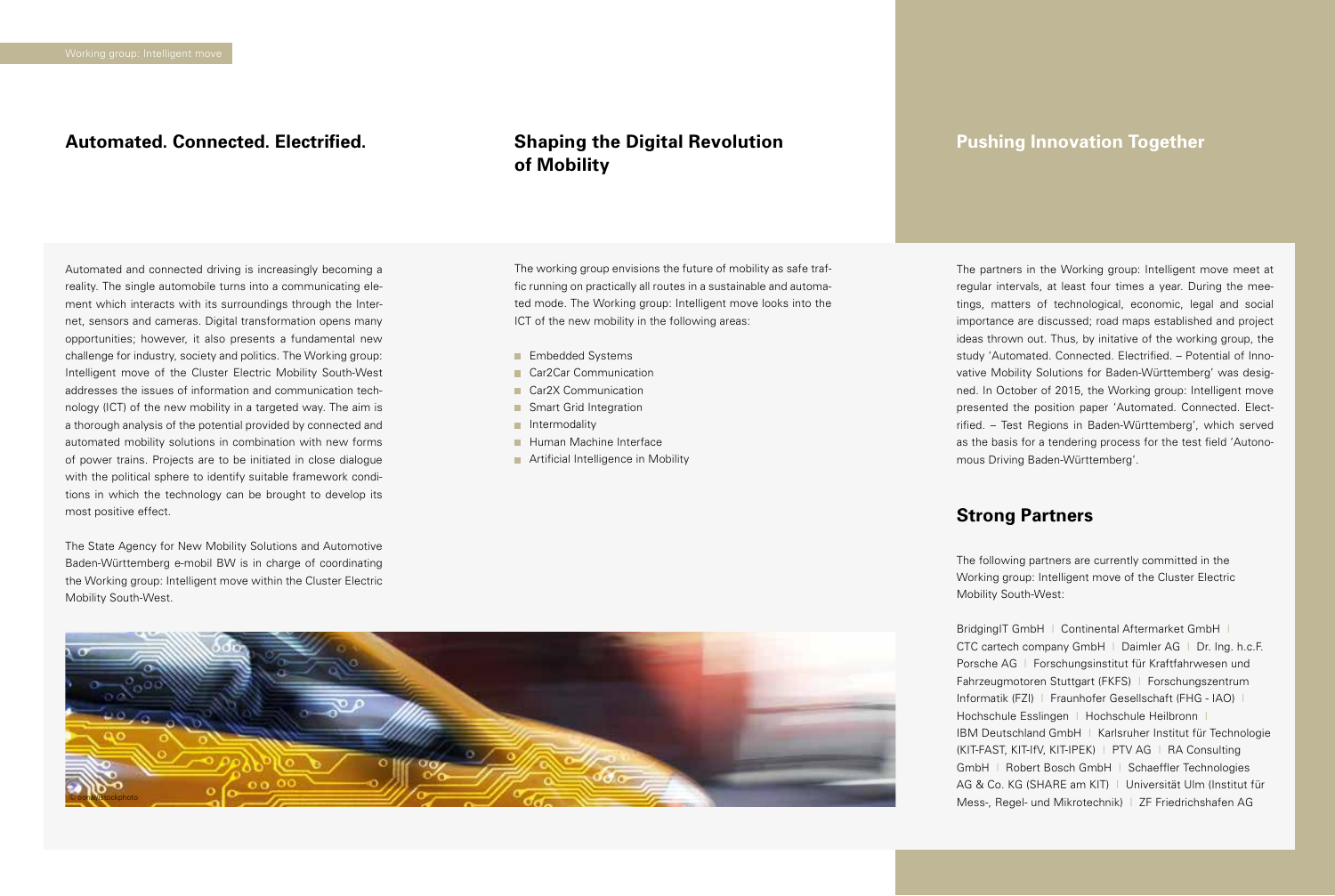## Automated. Connected. Electrified.

Automated and connected driving is increasingly becoming a reality. The single automobile turns into a communicating element which interacts with its surroundings through the Internet, sensors and cameras. Digital transformation opens many opportunities; however, it also presents a fundamental new challenge for industry, society and politics. The Working group: Intelligent move of the Cluster Electric Mobility South-West addresses the issues of information and communication technology (ICT) of the new mobility in a targeted way. The aim is a thorough analysis of the potential provided by connected and automated mobility solutions in combination with new forms of power trains. Projects are to be initiated in close dialogue with the political sphere to identify suitable framework conditions in which the technology can be brought to develop its most positive effect.

The State Agency for New Mobility Solutions and Automotive Baden-Württemberg e-mobil BW is in charge of coordinating the Working group: Intelligent move within the Cluster Electric Mobility South-West.

## Shaping the Digital Revolution of Mobility

The working group envisions the future of mobility as safe traffic running on practically all routes in a sustainable and automated mode. The Working group: Intelligent move looks into the ICT of the new mobility in the following areas:

- Embedded Systems
- Car2Car Communication
- Car2X Communication
- Smart Grid Integration
- Intermodality
- Human Machine Interface
- Artificial Intelligence in Mobility

© bonn/istockphoto

## Pushing Innovation Together

The partners in the Working group: Intelligent move meet at regular intervals, at least four times a year. During the meetings, matters of technological, economic, legal and social importance are discussed; road maps established and project ideas thrown out. Thus, by initative of the working group, the study 'Automated. Connected. Electrified. – Potential of Innovative Mobility Solutions for Baden-Württemberg' was designed. In October of 2015, the Working group: Intelligent move presented the position paper 'Automated. Connected. Electrified. – Test Regions in Baden-Württemberg', which served as the basis for a tendering process for the test field 'Autonomous Driving Baden-Württemberg'.

## Strong Partners

The following partners are currently committed in the Working group: Intelligent move of the Cluster Electric Mobility South-West:

BridgingIT GmbH | Continental Aftermarket GmbH | CTC cartech company GmbH | Daimler AG | Dr. Ing. h.c.F. Porsche AG | Forschungsinstitut für Kraftfahrwesen und Fahrzeugmotoren Stuttgart (FKFS) | Forschungszentrum Informatik (FZI) | Fraunhofer Gesellschaft (FHG - IAO) | Hochschule Esslingen | Hochschule Heilbronn | IBM Deutschland GmbH | Karlsruher Institut für Technologie (KIT-FAST, KIT-IfV, KIT-IPEK) | PTV AG | RA Consulting GmbH | Robert Bosch GmbH | Schaeffler Technologies AG & Co. KG (SHARE am KIT) | Universität Ulm (Institut für Mess-, Regel- und Mikrotechnik) | ZF Friedrichshafen AG